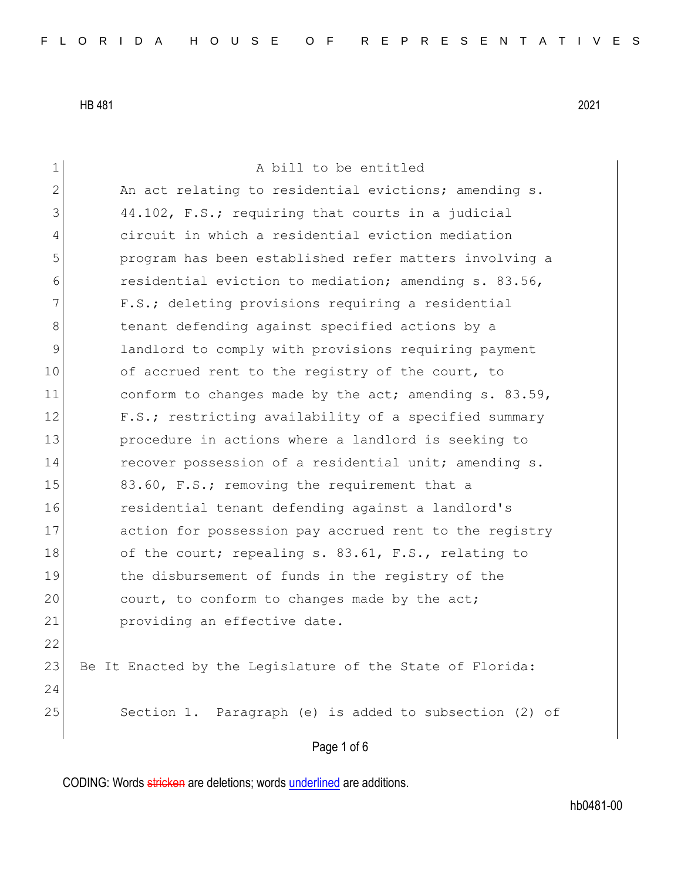HB 481 2021

A bill to be entitled

An act relating to residential evictions; amending s. 44.102, F.S.; requiring that courts in a judicial circuit in which a residential eviction mediation program has been established refer matters involving a residential eviction to mediation; amending s. 83.56, F.S.; deleting provisions requiring a residential tenant defending against specified actions by a landlord to comply with provisions requiring payment of accrued rent to the registry of the court, to conform to changes made by the act; amending s. 83.59, F.S.; restricting availability of a specified summary procedure in actions where a landlord is seeking to recover possession of a residential unit; amending s. 83.60, F.S.; removing the requirement that a residential tenant defending against a landlord's action for possession pay accrued rent to the registry of the court; repealing s. 83.61, F.S., relating to the disbursement of funds in the registry of the court, to conform to changes made by the act; providing an effective date.

Be It Enacted by the Legislature of the State of Florida:

Section 1. Paragraph (e) is added to subsection (2) of

CODING: Words stricken are deletions; words underlined are additions.

hb0481-00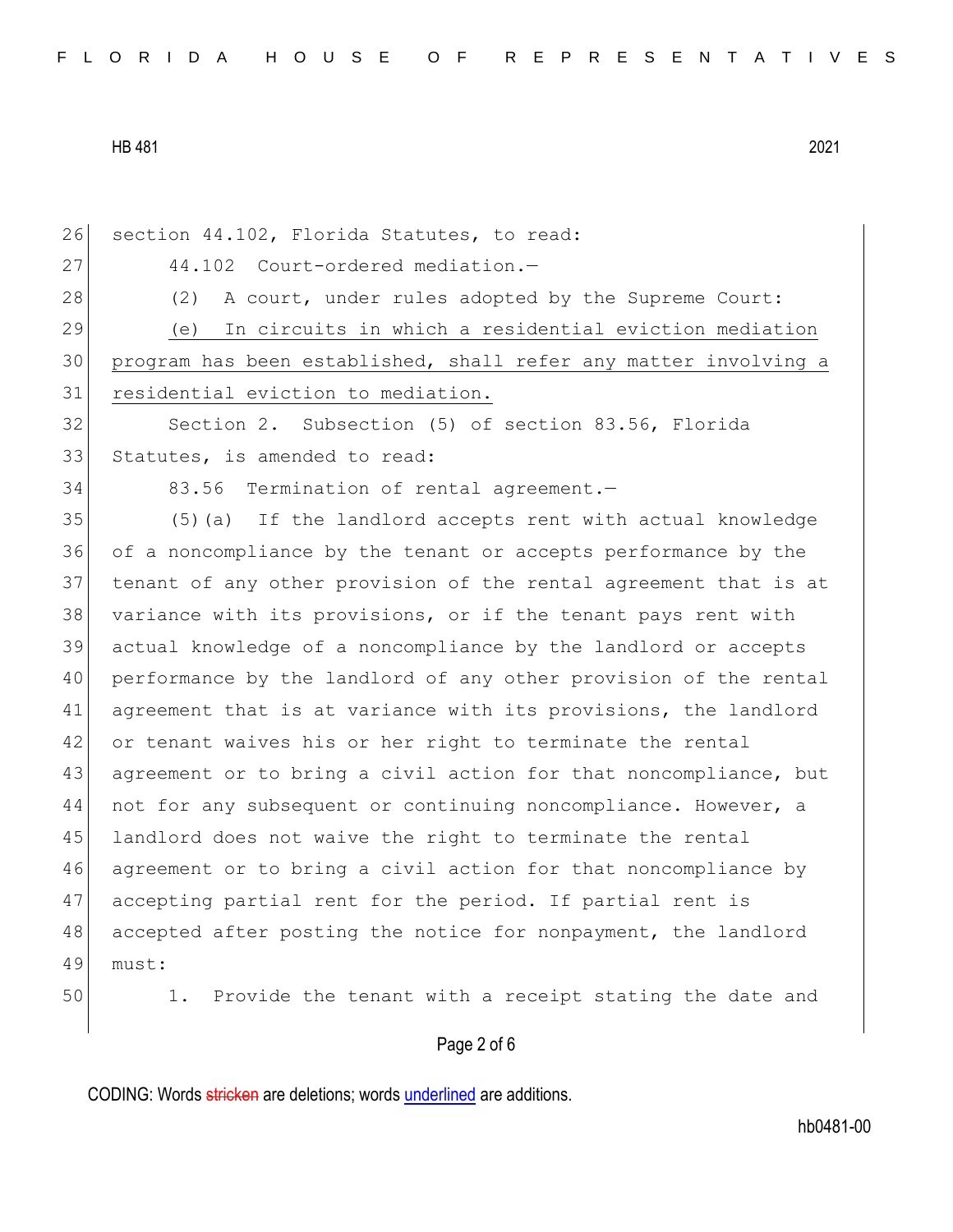section 44.102, Florida Statutes, to read:

44.102 Court-ordered mediation.—

(2) A court, under rules adopted by the Supreme Court:

<u>(e) In circuits in which a residential eviction mediation program has been established, shall refer any matter involving a residential eviction to mediation.</u>

Section 2. Subsection (5) of section 83.56, Florida Statutes, is amended to read:

83.56 Termination of rental agreement.—

(5)(a) If the landlord accepts rent with actual knowledge of a noncompliance by the tenant or accepts performance by the tenant of any other provision of the rental agreement that is at variance with its provisions, or if the tenant pays rent with actual knowledge of a noncompliance by the landlord or accepts performance by the landlord of any other provision of the rental agreement that is at variance with its provisions, the landlord or tenant waives his or her right to terminate the rental agreement or to bring a civil action for that noncompliance, but not for any subsequent or continuing noncompliance. However, a landlord does not waive the right to terminate the rental agreement or to bring a civil action for that noncompliance by accepting partial rent for the period. If partial rent is accepted after posting the notice for nonpayment, the landlord must:

1. Provide the tenant with a receipt stating the date and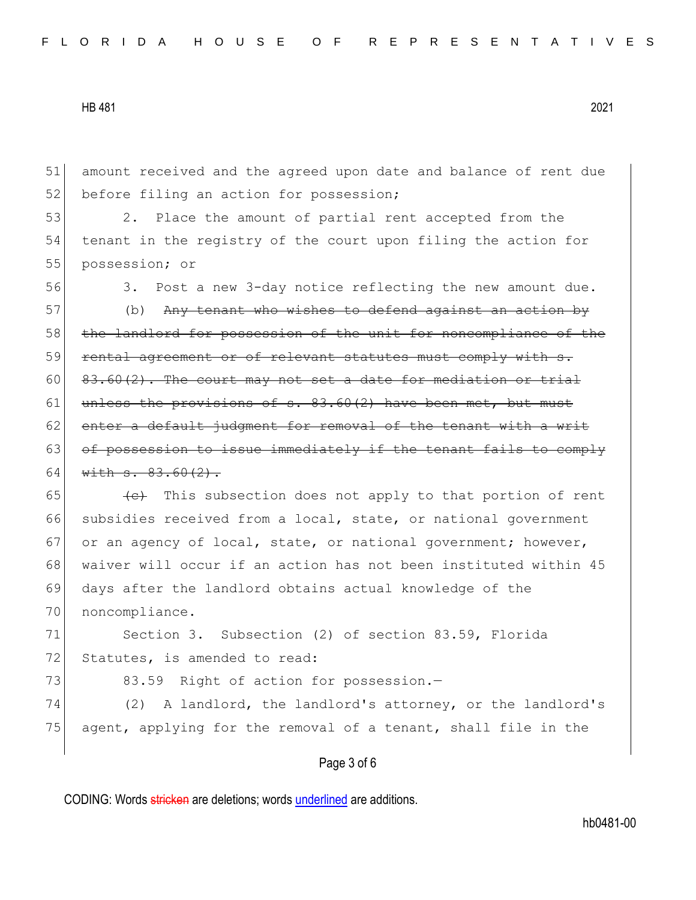amount received and the agreed upon date and balance of rent due before filing an action for possession;

2. Place the amount of partial rent accepted from the tenant in the registry of the court upon filing the action for possession; or

3. Post a new 3-day notice reflecting the new amount due.

(b) ~~Any tenant who wishes to defend against an action by the landlord for possession of the unit for noncompliance of the rental agreement or of relevant statutes must comply with s. 83.60(2). The court may not set a date for mediation or trial unless the provisions of s. 83.60(2) have been met, but must enter a default judgment for removal of the tenant with a writ of possession to issue immediately if the tenant fails to comply with s. 83.60(2).~~

~~(c)~~ This subsection does not apply to that portion of rent subsidies received from a local, state, or national government or an agency of local, state, or national government; however, waiver will occur if an action has not been instituted within 45 days after the landlord obtains actual knowledge of the noncompliance.

Section 3. Subsection (2) of section 83.59, Florida Statutes, is amended to read:

83.59 Right of action for possession.—

(2) A landlord, the landlord's attorney, or the landlord's agent, applying for the removal of a tenant, shall file in the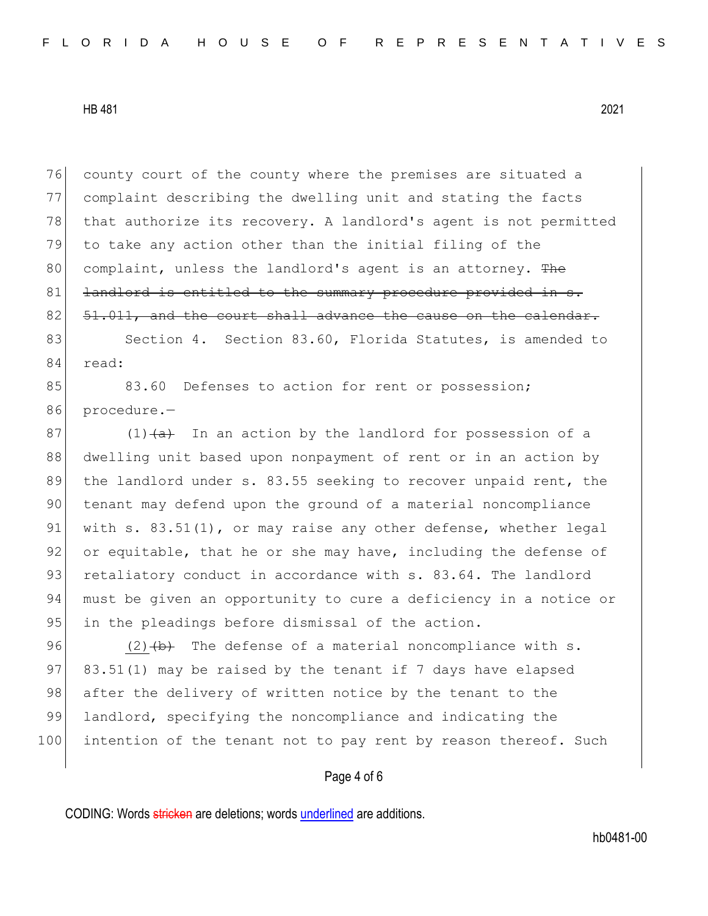county court of the county where the premises are situated a complaint describing the dwelling unit and stating the facts that authorize its recovery. A landlord's agent is not permitted to take any action other than the initial filing of the complaint, unless the landlord's agent is an attorney. ~~The landlord is entitled to the summary procedure provided in s. 51.011, and the court shall advance the cause on the calendar.~~

Section 4. Section 83.60, Florida Statutes, is amended to read:

83.60 Defenses to action for rent or possession; procedure.—

<u>(1)</u>~~(a)~~ In an action by the landlord for possession of a dwelling unit based upon nonpayment of rent or in an action by the landlord under s. 83.55 seeking to recover unpaid rent, the tenant may defend upon the ground of a material noncompliance with s. 83.51(1), or may raise any other defense, whether legal or equitable, that he or she may have, including the defense of retaliatory conduct in accordance with s. 83.64. The landlord must be given an opportunity to cure a deficiency in a notice or in the pleadings before dismissal of the action.

<u>(2)</u>~~(b)~~ The defense of a material noncompliance with s. 83.51(1) may be raised by the tenant if 7 days have elapsed after the delivery of written notice by the tenant to the landlord, specifying the noncompliance and indicating the intention of the tenant not to pay rent by reason thereof. Such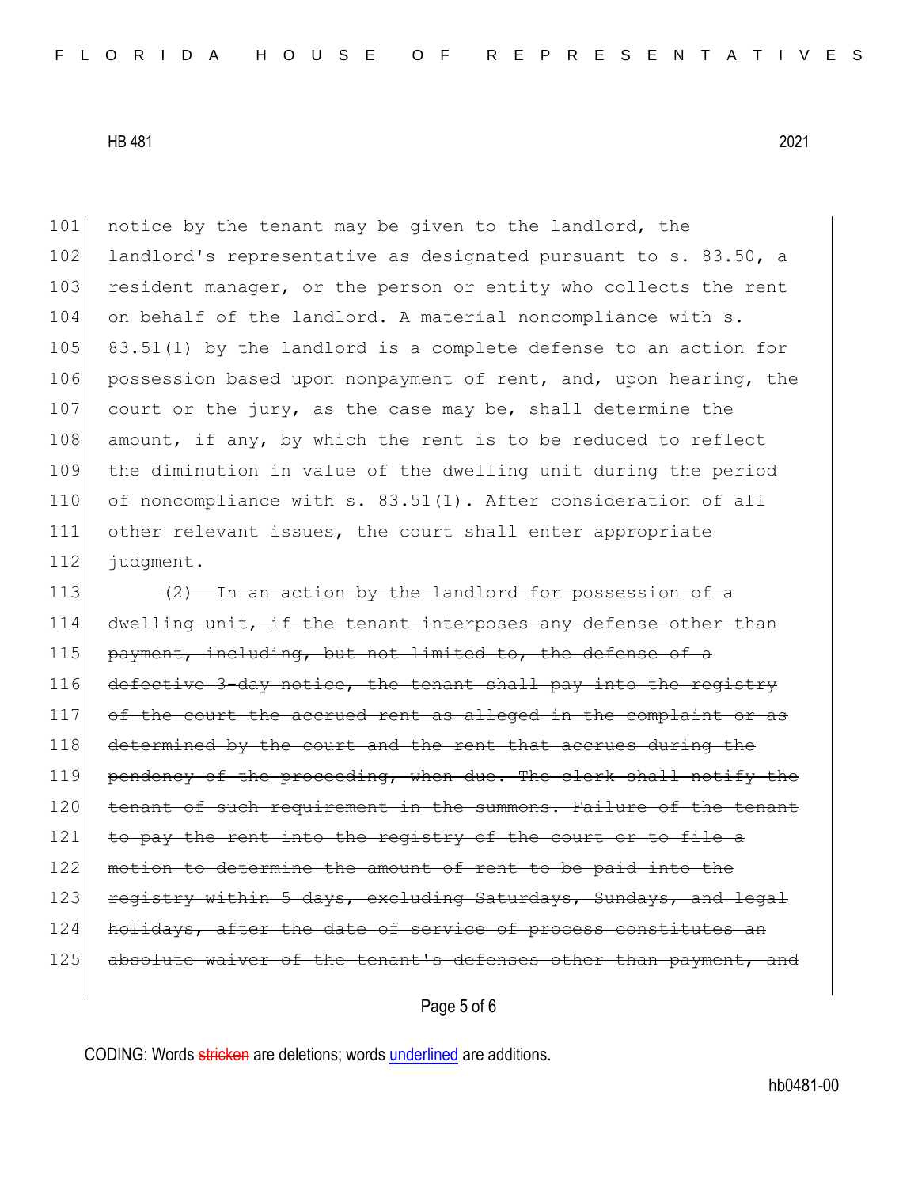notice by the tenant may be given to the landlord, the landlord's representative as designated pursuant to s. 83.50, a resident manager, or the person or entity who collects the rent on behalf of the landlord. A material noncompliance with s. 83.51(1) by the landlord is a complete defense to an action for possession based upon nonpayment of rent, and, upon hearing, the court or the jury, as the case may be, shall determine the amount, if any, by which the rent is to be reduced to reflect the diminution in value of the dwelling unit during the period of noncompliance with s. 83.51(1). After consideration of all other relevant issues, the court shall enter appropriate judgment.

~~(2) In an action by the landlord for possession of a dwelling unit, if the tenant interposes any defense other than payment, including, but not limited to, the defense of a defective 3-day notice, the tenant shall pay into the registry of the court the accrued rent as alleged in the complaint or as determined by the court and the rent that accrues during the pendency of the proceeding, when due. The clerk shall notify the tenant of such requirement in the summons. Failure of the tenant to pay the rent into the registry of the court or to file a motion to determine the amount of rent to be paid into the registry within 5 days, excluding Saturdays, Sundays, and legal holidays, after the date of service of process constitutes an absolute waiver of the tenant's defenses other than payment, and~~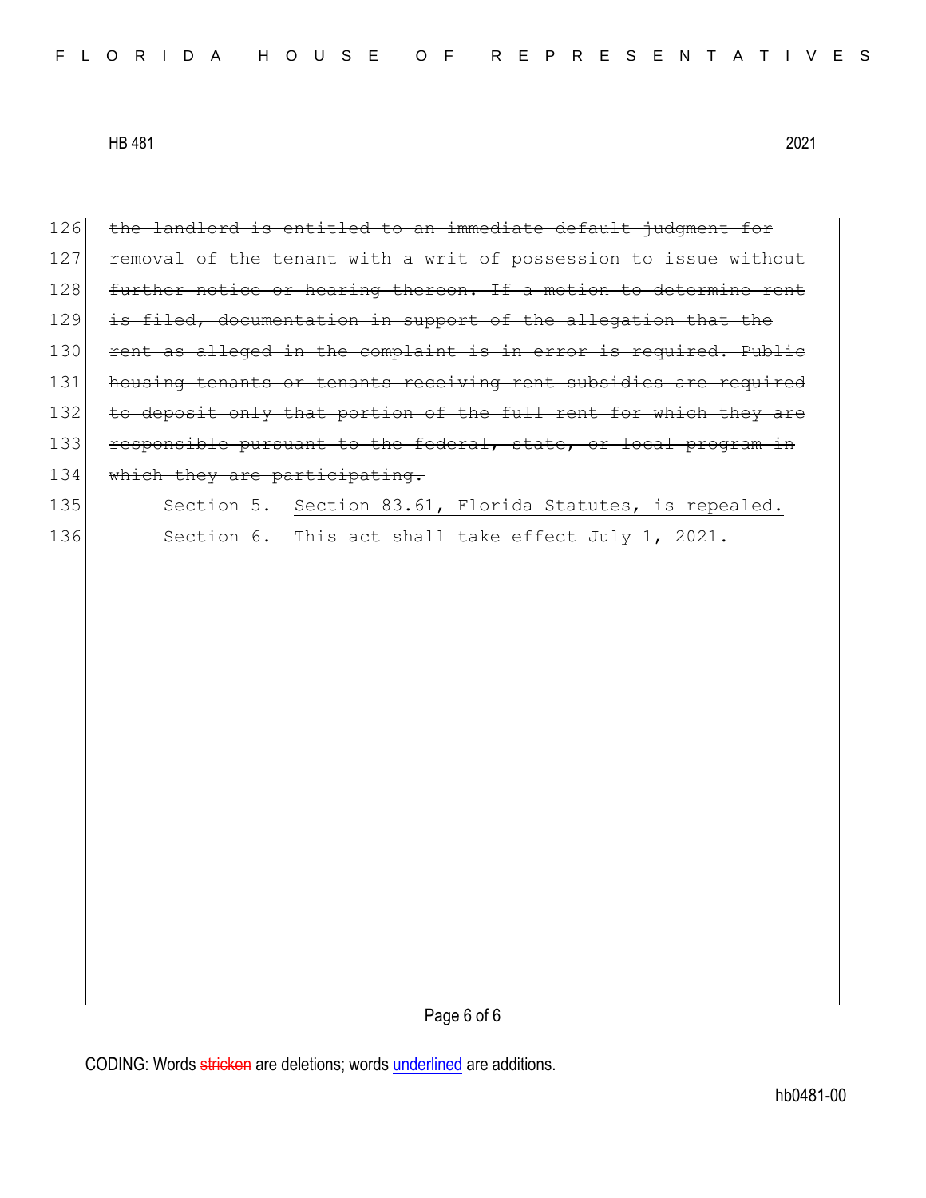126 ~~the landlord is entitled to an immediate default judgment for~~
127 ~~removal of the tenant with a writ of possession to issue without~~
128 ~~further notice or hearing thereon. If a motion to determine rent~~
129 ~~is filed, documentation in support of the allegation that the~~
130 ~~rent as alleged in the complaint is in error is required. Public~~
131 ~~housing tenants or tenants receiving rent subsidies are required~~
132 ~~to deposit only that portion of the full rent for which they are~~
133 ~~responsible pursuant to the federal, state, or local program in~~
134 ~~which they are participating.~~
135 Section 5. <u>Section 83.61, Florida Statutes, is repealed.</u>
136 Section 6. This act shall take effect July 1, 2021.

CODING: Words ~~stricken~~ are deletions; words <u>underlined</u> are additions.